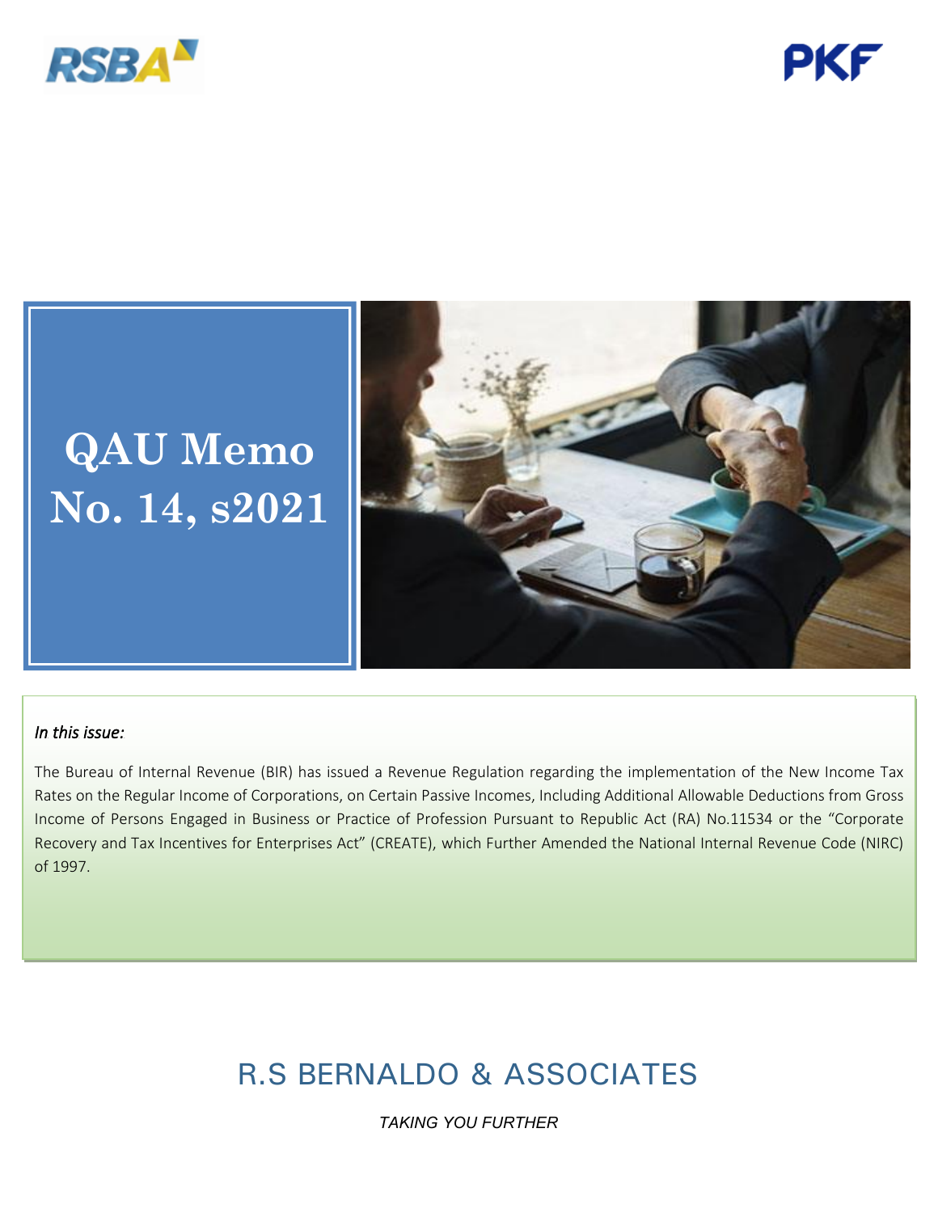RSBA

PKF

# QAU Memo No. 14, s2021

*In this issue:*

The Bureau of Internal Revenue (BIR) has issued a Revenue Regulation regarding the implementation of the New Income Tax Rates on the Regular Income of Corporations, on Certain Passive Incomes, Including Additional Allowable Deductions from Gross Income of Persons Engaged in Business or Practice of Profession Pursuant to Republic Act (RA) No.11534 or the "Corporate Recovery and Tax Incentives for Enterprises Act" (CREATE), which Further Amended the National Internal Revenue Code (NIRC) of 1997.

## R.S BERNALDO & ASSOCIATES

*TAKING YOU FURTHER*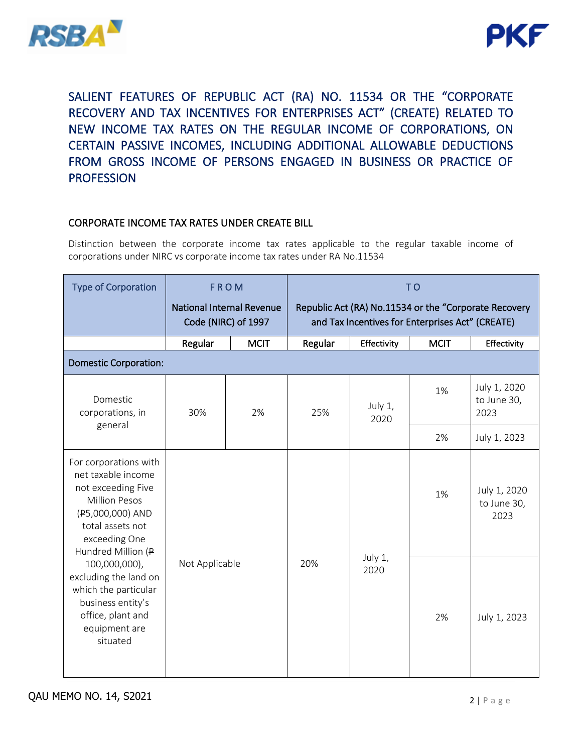# SALIENT FEATURES OF REPUBLIC ACT (RA) NO. 11534 OR THE "CORPORATE RECOVERY AND TAX INCENTIVES FOR ENTERPRISES ACT" (CREATE) RELATED TO NEW INCOME TAX RATES ON THE REGULAR INCOME OF CORPORATIONS, ON CERTAIN PASSIVE INCOMES, INCLUDING ADDITIONAL ALLOWABLE DEDUCTIONS FROM GROSS INCOME OF PERSONS ENGAGED IN BUSINESS OR PRACTICE OF PROFESSION

## CORPORATE INCOME TAX RATES UNDER CREATE BILL

Distinction between the corporate income tax rates applicable to the regular taxable income of corporations under NIRC vs corporate income tax rates under RA No.11534

| Type of Corporation | FROM National Internal Revenue Code (NIRC) of 1997 | | TO Republic Act (RA) No.11534 or the "Corporate Recovery and Tax Incentives for Enterprises Act" (CREATE) | | | |
|---|---|---|---|---|---|---|
| | Regular | MCIT | Regular | Effectivity | MCIT | Effectivity |
| **Domestic Corporation:** | | | | | | |
| Domestic corporations, in general | 30% | 2% | 25% | July 1, 2020 | 1% | July 1, 2020 to June 30, 2023 |
| | | | | | 2% | July 1, 2023 |
| For corporations with net taxable income not exceeding Five Million Pesos (₱5,000,000) AND total assets not exceeding One Hundred Million (₱ 100,000,000), excluding the land on which the particular business entity's office, plant and equipment are situated | Not Applicable | | 20% | July 1, 2020 | 1% | July 1, 2020 to June 30, 2023 |
| | | | | | 2% | July 1, 2023 |

QAU MEMO NO. 14, S2021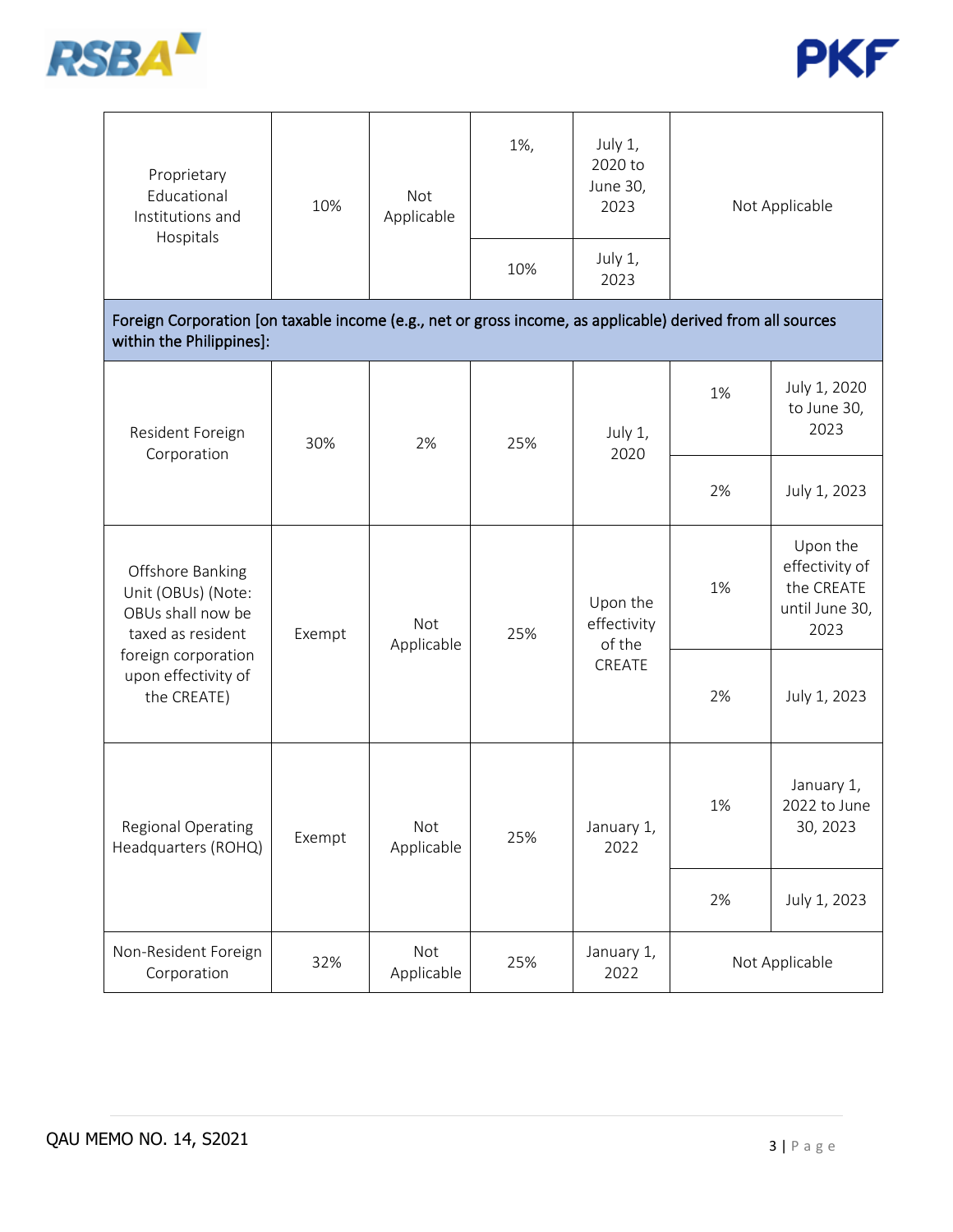| | | | | | | |
|---|---|---|---|---|---|---|
| Proprietary Educational Institutions and Hospitals | 10% | Not Applicable | 1%, | July 1, 2020 to June 30, 2023 | Not Applicable | |
| | | | 10% | July 1, 2023 | | |
| **Foreign Corporation [on taxable income (e.g., net or gross income, as applicable) derived from all sources within the Philippines]:** | | | | | | |
| Resident Foreign Corporation | 30% | 2% | 25% | July 1, 2020 | 1% | July 1, 2020 to June 30, 2023 |
| | | | | | 2% | July 1, 2023 |
| Offshore Banking Unit (OBUs) (Note: OBUs shall now be taxed as resident foreign corporation upon effectivity of the CREATE) | Exempt | Not Applicable | 25% | Upon the effectivity of the CREATE | 1% | Upon the effectivity of the CREATE until June 30, 2023 |
| | | | | | 2% | July 1, 2023 |
| Regional Operating Headquarters (ROHQ) | Exempt | Not Applicable | 25% | January 1, 2022 | 1% | January 1, 2022 to June 30, 2023 |
| | | | | | 2% | July 1, 2023 |
| Non-Resident Foreign Corporation | 32% | Not Applicable | 25% | January 1, 2022 | Not Applicable | |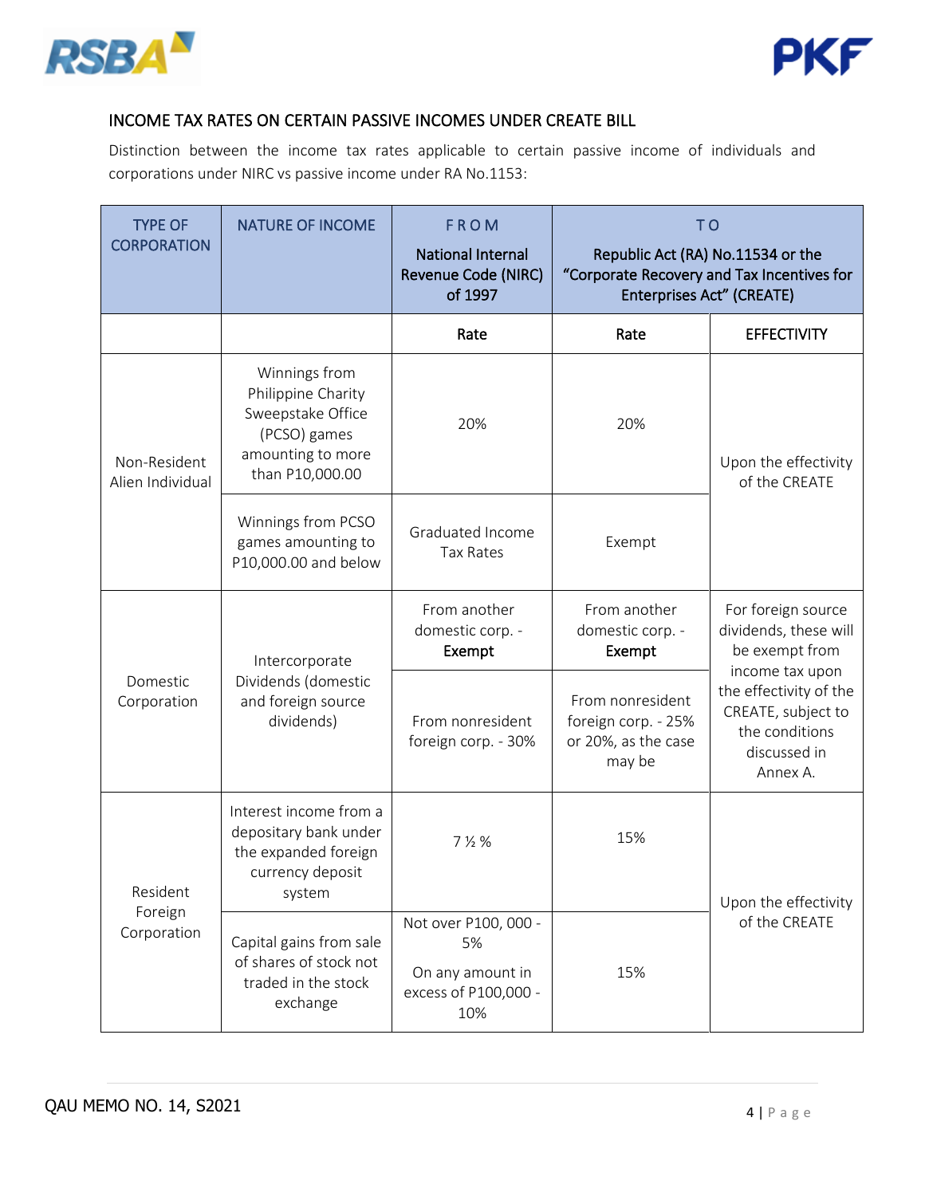## INCOME TAX RATES ON CERTAIN PASSIVE INCOMES UNDER CREATE BILL

Distinction between the income tax rates applicable to certain passive income of individuals and corporations under NIRC vs passive income under RA No.1153:

| TYPE OF CORPORATION | NATURE OF INCOME | FROM National Internal Revenue Code (NIRC) of 1997 | TO Republic Act (RA) No.11534 or the "Corporate Recovery and Tax Incentives for Enterprises Act" (CREATE) | |
|---|---|---|---|---|
| | | Rate | Rate | EFFECTIVITY |
| Non-Resident Alien Individual | Winnings from Philippine Charity Sweepstake Office (PCSO) games amounting to more than P10,000.00 | 20% | 20% | Upon the effectivity of the CREATE |
| | Winnings from PCSO games amounting to P10,000.00 and below | Graduated Income Tax Rates | Exempt | |
| Domestic Corporation | Intercorporate Dividends (domestic and foreign source dividends) | From another domestic corp. - **Exempt** | From another domestic corp. - **Exempt** | For foreign source dividends, these will be exempt from income tax upon the effectivity of the CREATE, subject to the conditions discussed in Annex A. |
| | | From nonresident foreign corp. - 30% | From nonresident foreign corp. - 25% or 20%, as the case may be | |
| Resident Foreign Corporation | Interest income from a depositary bank under the expanded foreign currency deposit system | 7 ½ % | 15% | Upon the effectivity of the CREATE |
| | Capital gains from sale of shares of stock not traded in the stock exchange | Not over P100, 000 - 5%<br>On any amount in excess of P100,000 - 10% | 15% | |

QAU MEMO NO. 14, S2021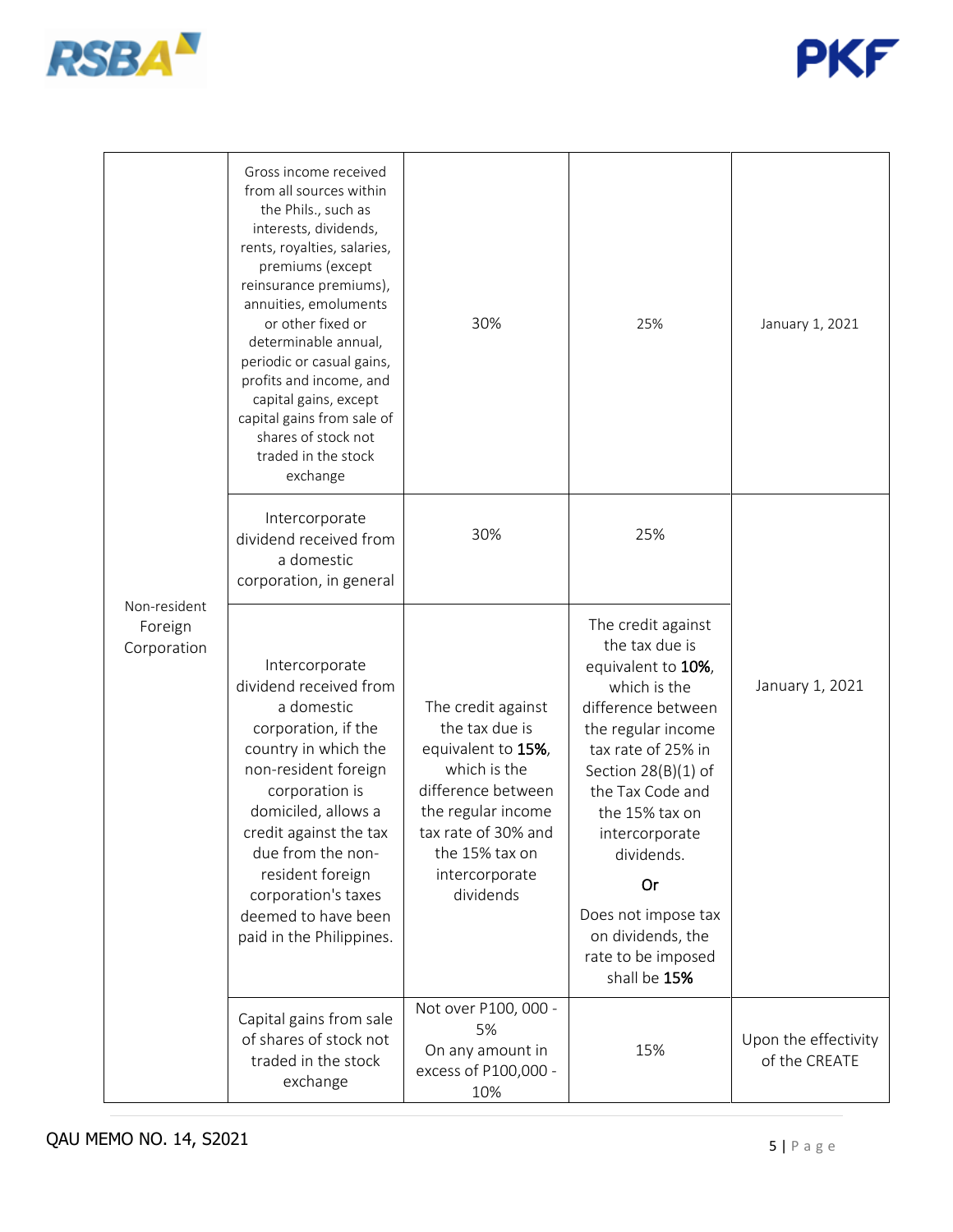| | | | | |
|---|---|---|---|---|
| Non-resident Foreign Corporation | Gross income received from all sources within the Phils., such as interests, dividends, rents, royalties, salaries, premiums (except reinsurance premiums), annuities, emoluments or other fixed or determinable annual, periodic or casual gains, profits and income, and capital gains, except capital gains from sale of shares of stock not traded in the stock exchange | 30% | 25% | January 1, 2021 |
| | Intercorporate dividend received from a domestic corporation, in general | 30% | 25% | January 1, 2021 |
| | Intercorporate dividend received from a domestic corporation, if the country in which the non-resident foreign corporation is domiciled, allows a credit against the tax due from the non-resident foreign corporation's taxes deemed to have been paid in the Philippines. | The credit against the tax due is equivalent to **15%**, which is the difference between the regular income tax rate of 30% and the 15% tax on intercorporate dividends | The credit against the tax due is equivalent to **10%**, which is the difference between the regular income tax rate of 25% in Section 28(B)(1) of the Tax Code and the 15% tax on intercorporate dividends. **Or** Does not impose tax on dividends, the rate to be imposed shall be **15%** | |
| | Capital gains from sale of shares of stock not traded in the stock exchange | Not over P100, 000 - 5% On any amount in excess of P100,000 - 10% | 15% | Upon the effectivity of the CREATE |

QAU MEMO NO. 14, S2021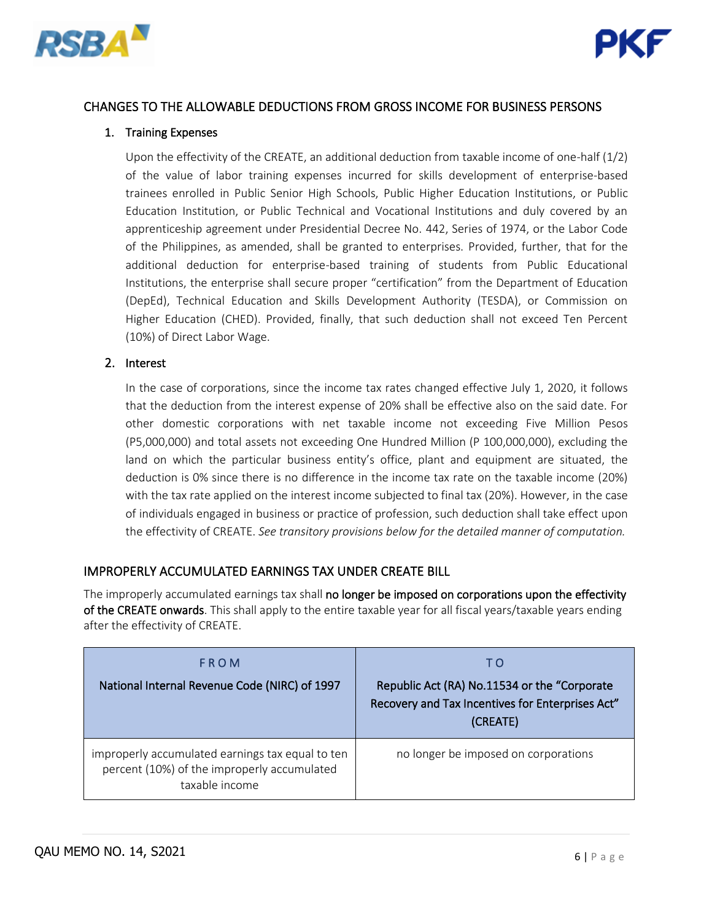## CHANGES TO THE ALLOWABLE DEDUCTIONS FROM GROSS INCOME FOR BUSINESS PERSONS

1. Training Expenses

   Upon the effectivity of the CREATE, an additional deduction from taxable income of one-half (1/2) of the value of labor training expenses incurred for skills development of enterprise-based trainees enrolled in Public Senior High Schools, Public Higher Education Institutions, or Public Education Institution, or Public Technical and Vocational Institutions and duly covered by an apprenticeship agreement under Presidential Decree No. 442, Series of 1974, or the Labor Code of the Philippines, as amended, shall be granted to enterprises. Provided, further, that for the additional deduction for enterprise-based training of students from Public Educational Institutions, the enterprise shall secure proper "certification" from the Department of Education (DepEd), Technical Education and Skills Development Authority (TESDA), or Commission on Higher Education (CHED). Provided, finally, that such deduction shall not exceed Ten Percent (10%) of Direct Labor Wage.

2. Interest

   In the case of corporations, since the income tax rates changed effective July 1, 2020, it follows that the deduction from the interest expense of 20% shall be effective also on the said date. For other domestic corporations with net taxable income not exceeding Five Million Pesos (P5,000,000) and total assets not exceeding One Hundred Million (P 100,000,000), excluding the land on which the particular business entity's office, plant and equipment are situated, the deduction is 0% since there is no difference in the income tax rate on the taxable income (20%) with the tax rate applied on the interest income subjected to final tax (20%). However, in the case of individuals engaged in business or practice of profession, such deduction shall take effect upon the effectivity of CREATE. *See transitory provisions below for the detailed manner of computation.*

## IMPROPERLY ACCUMULATED EARNINGS TAX UNDER CREATE BILL

The improperly accumulated earnings tax shall **no longer be imposed on corporations upon the effectivity of the CREATE onwards**. This shall apply to the entire taxable year for all fiscal years/taxable years ending after the effectivity of CREATE.

| FROM<br>National Internal Revenue Code (NIRC) of 1997 | TO<br>Republic Act (RA) No.11534 or the "Corporate Recovery and Tax Incentives for Enterprises Act" (CREATE) |
|---|---|
| improperly accumulated earnings tax equal to ten percent (10%) of the improperly accumulated taxable income | no longer be imposed on corporations |

QAU MEMO NO. 14, S2021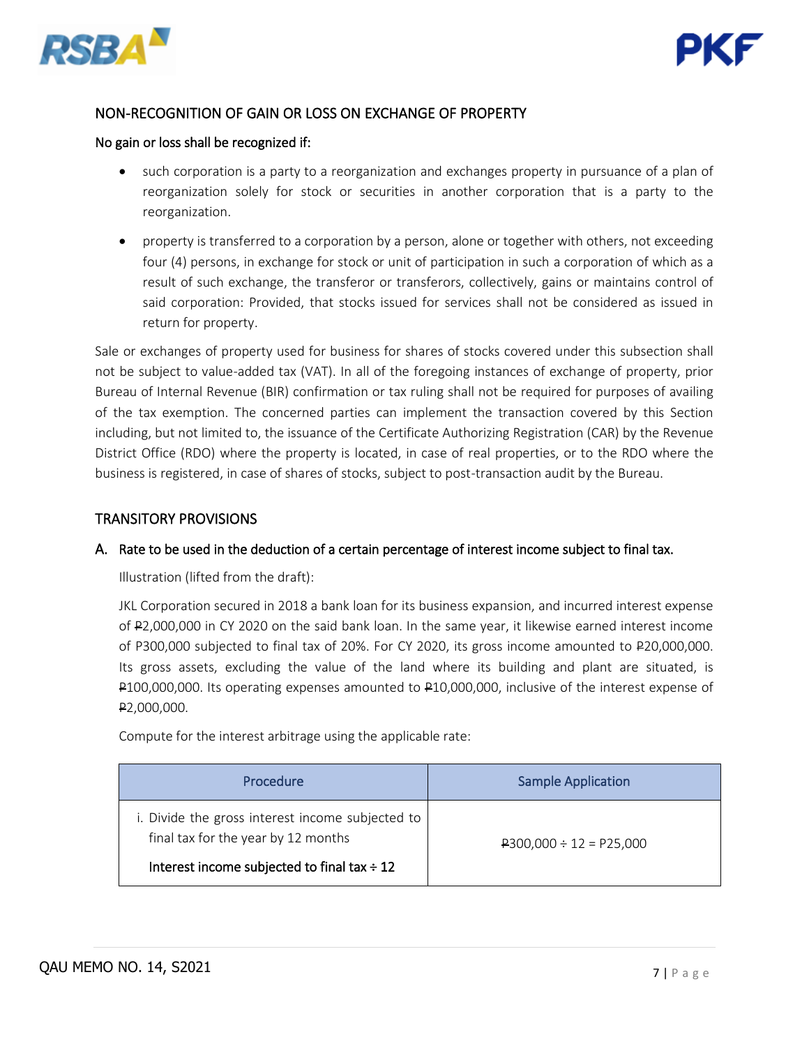## NON-RECOGNITION OF GAIN OR LOSS ON EXCHANGE OF PROPERTY

### No gain or loss shall be recognized if:

- such corporation is a party to a reorganization and exchanges property in pursuance of a plan of reorganization solely for stock or securities in another corporation that is a party to the reorganization.
- property is transferred to a corporation by a person, alone or together with others, not exceeding four (4) persons, in exchange for stock or unit of participation in such a corporation of which as a result of such exchange, the transferor or transferors, collectively, gains or maintains control of said corporation: Provided, that stocks issued for services shall not be considered as issued in return for property.

Sale or exchanges of property used for business for shares of stocks covered under this subsection shall not be subject to value-added tax (VAT). In all of the foregoing instances of exchange of property, prior Bureau of Internal Revenue (BIR) confirmation or tax ruling shall not be required for purposes of availing of the tax exemption. The concerned parties can implement the transaction covered by this Section including, but not limited to, the issuance of the Certificate Authorizing Registration (CAR) by the Revenue District Office (RDO) where the property is located, in case of real properties, or to the RDO where the business is registered, in case of shares of stocks, subject to post-transaction audit by the Bureau.

## TRANSITORY PROVISIONS

### A. Rate to be used in the deduction of a certain percentage of interest income subject to final tax.

Illustration (lifted from the draft):

JKL Corporation secured in 2018 a bank loan for its business expansion, and incurred interest expense of ₱2,000,000 in CY 2020 on the said bank loan. In the same year, it likewise earned interest income of P300,000 subjected to final tax of 20%. For CY 2020, its gross income amounted to ₱20,000,000. Its gross assets, excluding the value of the land where its building and plant are situated, is ₱100,000,000. Its operating expenses amounted to ₱10,000,000, inclusive of the interest expense of ₱2,000,000.

Compute for the interest arbitrage using the applicable rate:

| Procedure | Sample Application |
|---|---|
| i. Divide the gross interest income subjected to final tax for the year by 12 months<br><br>**Interest income subjected to final tax ÷ 12** | ₱300,000 ÷ 12 = P25,000 |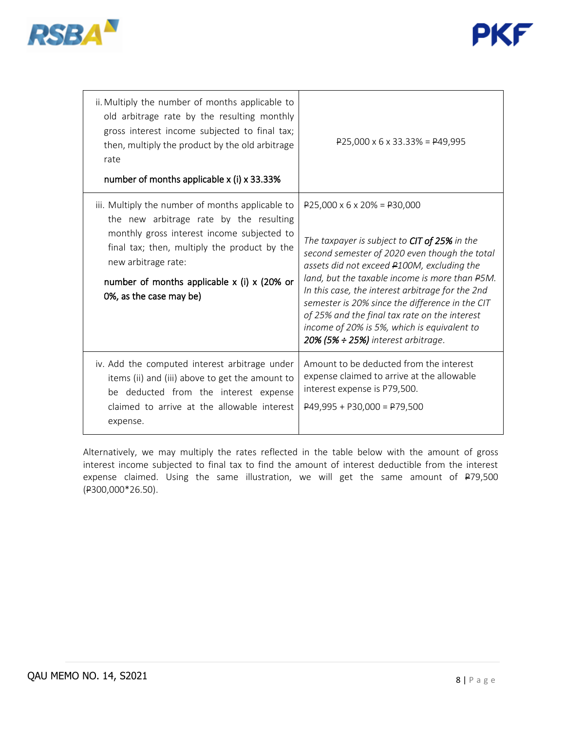| | |
|---|---|
| ii. Multiply the number of months applicable to old arbitrage rate by the resulting monthly gross interest income subjected to final tax; then, multiply the product by the old arbitrage rate<br><br>**number of months applicable x (i) x 33.33%** | ₱25,000 x 6 x 33.33% = ₱49,995 |
| iii. Multiply the number of months applicable to the new arbitrage rate by the resulting monthly gross interest income subjected to final tax; then, multiply the product by the new arbitrage rate:<br><br>**number of months applicable x (i) x (20% or 0%, as the case may be)** | ₱25,000 x 6 x 20% = ₱30,000<br><br>*The taxpayer is subject to **CIT of 25%** in the second semester of 2020 even though the total assets did not exceed ₱100M, excluding the land, but the taxable income is more than ₱5M. In this case, the interest arbitrage for the 2nd semester is 20% since the difference in the CIT of 25% and the final tax rate on the interest income of 20% is 5%, which is equivalent to **20% (5% ÷ 25%)** interest arbitrage.* |
| iv. Add the computed interest arbitrage under items (ii) and (iii) above to get the amount to be deducted from the interest expense claimed to arrive at the allowable interest expense. | Amount to be deducted from the interest expense claimed to arrive at the allowable interest expense is P79,500.<br><br>₱49,995 + P30,000 = ₱79,500 |

Alternatively, we may multiply the rates reflected in the table below with the amount of gross interest income subjected to final tax to find the amount of interest deductible from the interest expense claimed. Using the same illustration, we will get the same amount of ₱79,500 (₱300,000*26.50).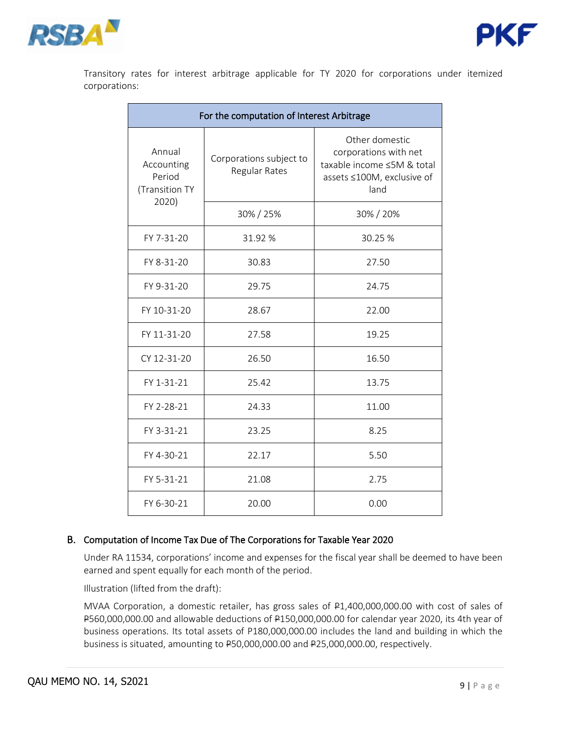Transitory rates for interest arbitrage applicable for TY 2020 for corporations under itemized corporations:

| For the computation of Interest Arbitrage | | |
|---|---|---|
| Annual Accounting Period (Transition TY 2020) | Corporations subject to Regular Rates | Other domestic corporations with net taxable income ≤5M & total assets ≤100M, exclusive of land |
| | 30% / 25% | 30% / 20% |
| FY 7-31-20 | 31.92 % | 30.25 % |
| FY 8-31-20 | 30.83 | 27.50 |
| FY 9-31-20 | 29.75 | 24.75 |
| FY 10-31-20 | 28.67 | 22.00 |
| FY 11-31-20 | 27.58 | 19.25 |
| CY 12-31-20 | 26.50 | 16.50 |
| FY 1-31-21 | 25.42 | 13.75 |
| FY 2-28-21 | 24.33 | 11.00 |
| FY 3-31-21 | 23.25 | 8.25 |
| FY 4-30-21 | 22.17 | 5.50 |
| FY 5-31-21 | 21.08 | 2.75 |
| FY 6-30-21 | 20.00 | 0.00 |

## B. Computation of Income Tax Due of The Corporations for Taxable Year 2020

Under RA 11534, corporations' income and expenses for the fiscal year shall be deemed to have been earned and spent equally for each month of the period.

Illustration (lifted from the draft):

MVAA Corporation, a domestic retailer, has gross sales of ₱1,400,000,000.00 with cost of sales of ₱560,000,000.00 and allowable deductions of ₱150,000,000.00 for calendar year 2020, its 4th year of business operations. Its total assets of P180,000,000.00 includes the land and building in which the business is situated, amounting to ₱50,000,000.00 and ₱25,000,000.00, respectively.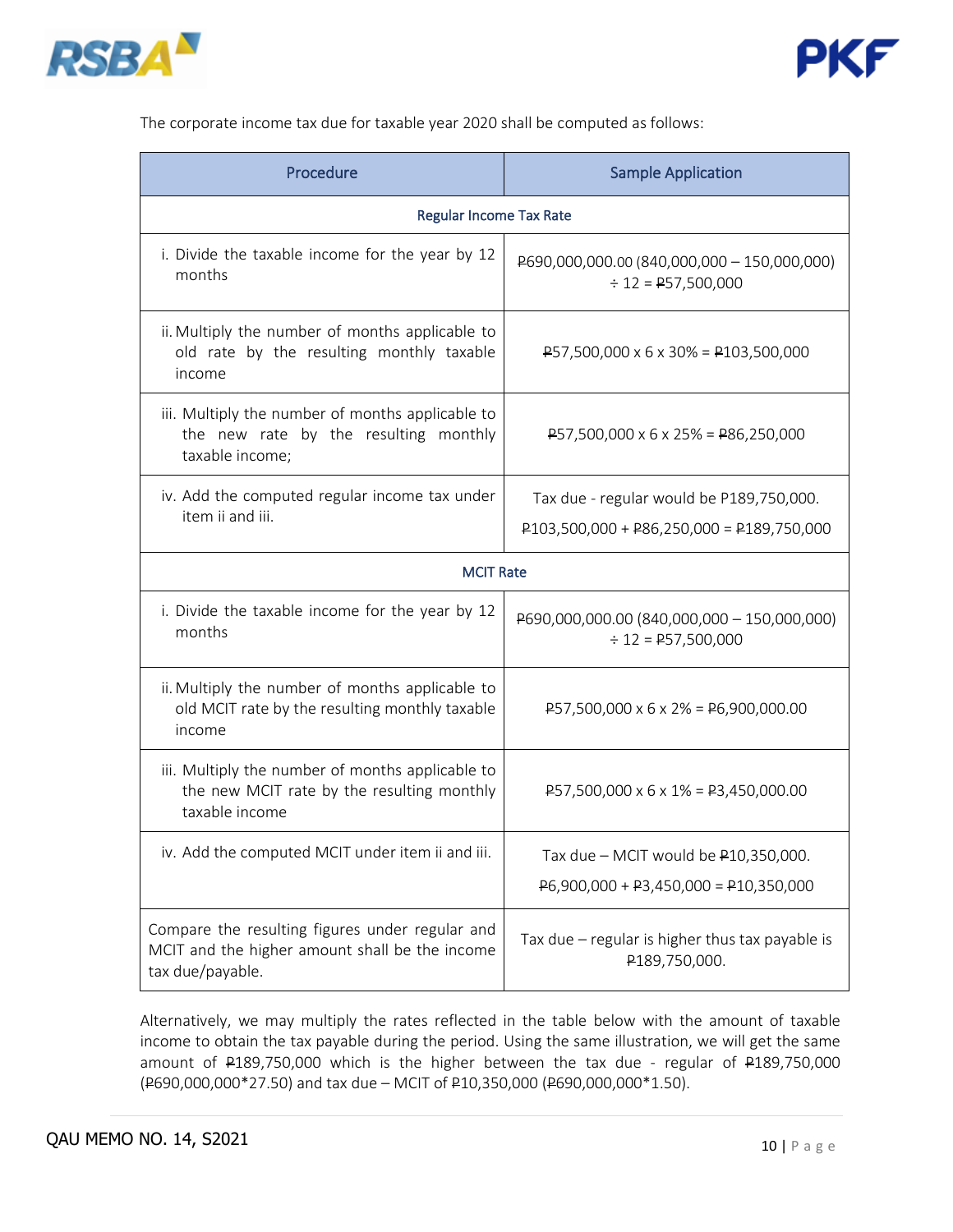The corporate income tax due for taxable year 2020 shall be computed as follows:

| Procedure | Sample Application |
|---|---|
| **Regular Income Tax Rate** | |
| i. Divide the taxable income for the year by 12 months | ₽690,000,000.00 (840,000,000 – 150,000,000) ÷ 12 = ₽57,500,000 |
| ii. Multiply the number of months applicable to old rate by the resulting monthly taxable income | ₽57,500,000 x 6 x 30% = ₽103,500,000 |
| iii. Multiply the number of months applicable to the new rate by the resulting monthly taxable income; | ₽57,500,000 x 6 x 25% = ₽86,250,000 |
| iv. Add the computed regular income tax under item ii and iii. | Tax due - regular would be P189,750,000. ₽103,500,000 + ₽86,250,000 = ₽189,750,000 |
| **MCIT Rate** | |
| i. Divide the taxable income for the year by 12 months | ₽690,000,000.00 (840,000,000 – 150,000,000) ÷ 12 = ₽57,500,000 |
| ii. Multiply the number of months applicable to old MCIT rate by the resulting monthly taxable income | ₽57,500,000 x 6 x 2% = ₽6,900,000.00 |
| iii. Multiply the number of months applicable to the new MCIT rate by the resulting monthly taxable income | ₽57,500,000 x 6 x 1% = ₽3,450,000.00 |
| iv. Add the computed MCIT under item ii and iii. | Tax due – MCIT would be ₽10,350,000. ₽6,900,000 + ₽3,450,000 = ₽10,350,000 |
| Compare the resulting figures under regular and MCIT and the higher amount shall be the income tax due/payable. | Tax due – regular is higher thus tax payable is ₽189,750,000. |

Alternatively, we may multiply the rates reflected in the table below with the amount of taxable income to obtain the tax payable during the period. Using the same illustration, we will get the same amount of ₽189,750,000 which is the higher between the tax due - regular of ₽189,750,000 (₽690,000,000*27.50) and tax due – MCIT of ₽10,350,000 (₽690,000,000*1.50).

QAU MEMO NO. 14, S2021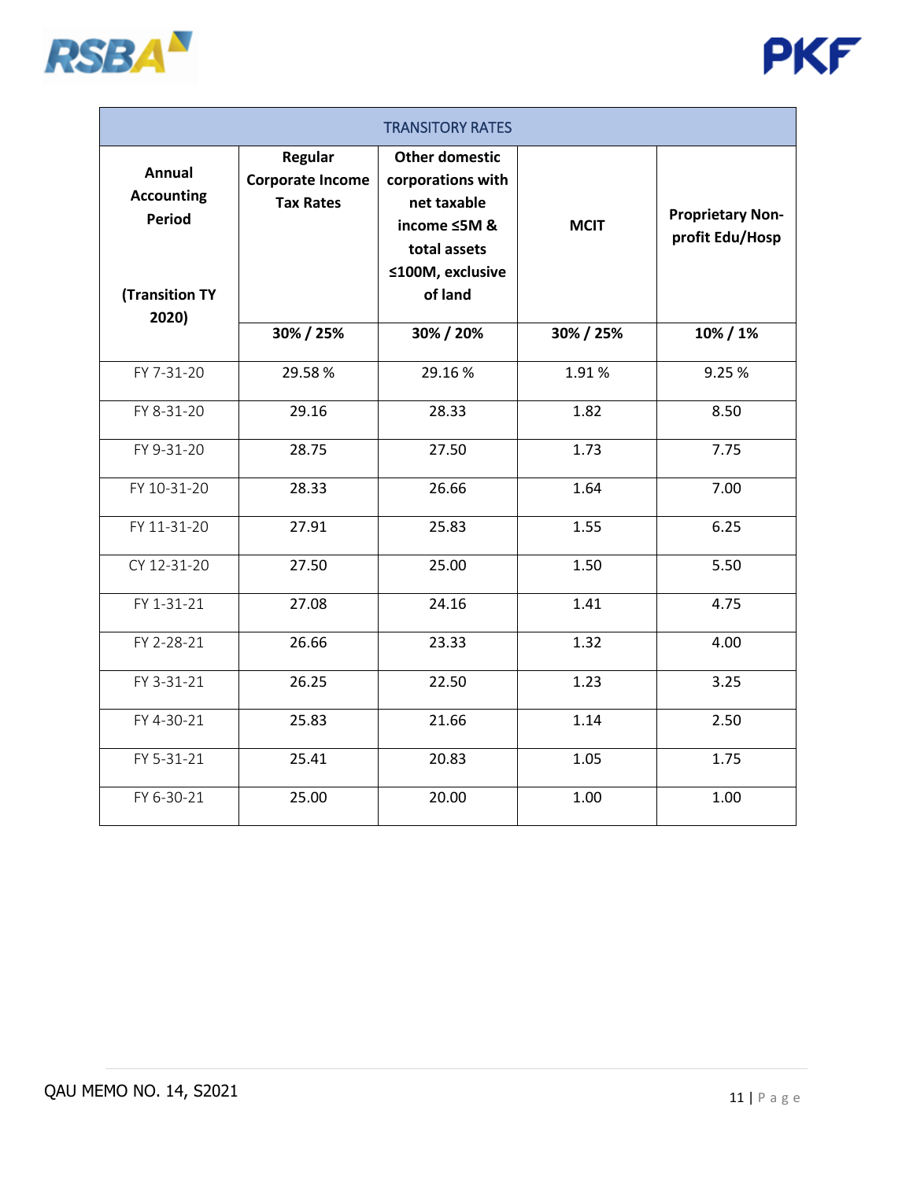| TRANSITORY RATES | | | | |
|---|---|---|---|---|
| **Annual Accounting Period**<br><br>**(Transition TY 2020)** | **Regular Corporate Income Tax Rates** | **Other domestic corporations with net taxable income ≤5M & total assets ≤100M, exclusive of land** | **MCIT** | **Proprietary Non-profit Edu/Hosp** |
| | **30% / 25%** | **30% / 20%** | **30% / 25%** | **10% / 1%** |
| FY 7-31-20 | 29.58 % | 29.16 % | 1.91 % | 9.25 % |
| FY 8-31-20 | 29.16 | 28.33 | 1.82 | 8.50 |
| FY 9-31-20 | 28.75 | 27.50 | 1.73 | 7.75 |
| FY 10-31-20 | 28.33 | 26.66 | 1.64 | 7.00 |
| FY 11-31-20 | 27.91 | 25.83 | 1.55 | 6.25 |
| CY 12-31-20 | 27.50 | 25.00 | 1.50 | 5.50 |
| FY 1-31-21 | 27.08 | 24.16 | 1.41 | 4.75 |
| FY 2-28-21 | 26.66 | 23.33 | 1.32 | 4.00 |
| FY 3-31-21 | 26.25 | 22.50 | 1.23 | 3.25 |
| FY 4-30-21 | 25.83 | 21.66 | 1.14 | 2.50 |
| FY 5-31-21 | 25.41 | 20.83 | 1.05 | 1.75 |
| FY 6-30-21 | 25.00 | 20.00 | 1.00 | 1.00 |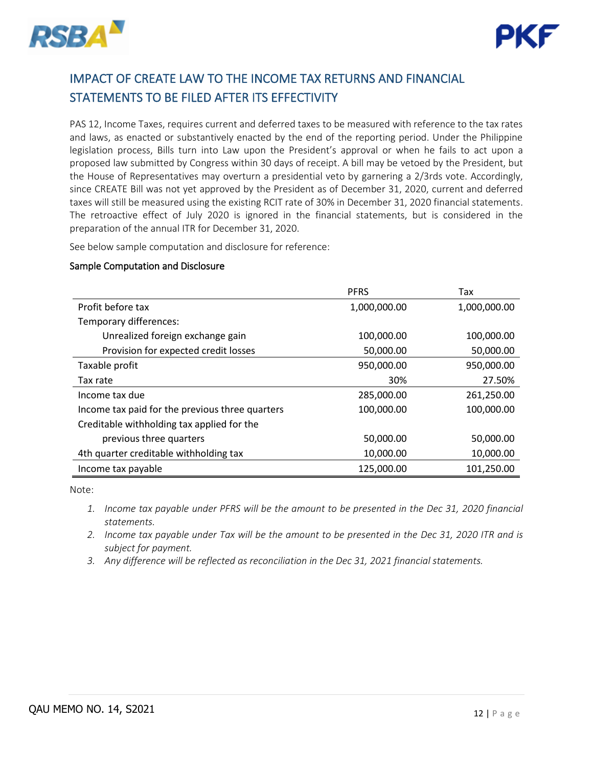## IMPACT OF CREATE LAW TO THE INCOME TAX RETURNS AND FINANCIAL STATEMENTS TO BE FILED AFTER ITS EFFECTIVITY

PAS 12, Income Taxes, requires current and deferred taxes to be measured with reference to the tax rates and laws, as enacted or substantively enacted by the end of the reporting period. Under the Philippine legislation process, Bills turn into Law upon the President's approval or when he fails to act upon a proposed law submitted by Congress within 30 days of receipt. A bill may be vetoed by the President, but the House of Representatives may overturn a presidential veto by garnering a 2/3rds vote. Accordingly, since CREATE Bill was not yet approved by the President as of December 31, 2020, current and deferred taxes will still be measured using the existing RCIT rate of 30% in December 31, 2020 financial statements. The retroactive effect of July 2020 is ignored in the financial statements, but is considered in the preparation of the annual ITR for December 31, 2020.

See below sample computation and disclosure for reference:

### Sample Computation and Disclosure

| | PFRS | Tax |
|---|---|---|
| Profit before tax | 1,000,000.00 | 1,000,000.00 |
| Temporary differences: | | |
| Unrealized foreign exchange gain | 100,000.00 | 100,000.00 |
| Provision for expected credit losses | 50,000.00 | 50,000.00 |
| Taxable profit | 950,000.00 | 950,000.00 |
| Tax rate | 30% | 27.50% |
| Income tax due | 285,000.00 | 261,250.00 |
| Income tax paid for the previous three quarters | 100,000.00 | 100,000.00 |
| Creditable withholding tax applied for the previous three quarters | 50,000.00 | 50,000.00 |
| 4th quarter creditable withholding tax | 10,000.00 | 10,000.00 |
| Income tax payable | 125,000.00 | 101,250.00 |

Note:

1. *Income tax payable under PFRS will be the amount to be presented in the Dec 31, 2020 financial statements.*
2. *Income tax payable under Tax will be the amount to be presented in the Dec 31, 2020 ITR and is subject for payment.*
3. *Any difference will be reflected as reconciliation in the Dec 31, 2021 financial statements.*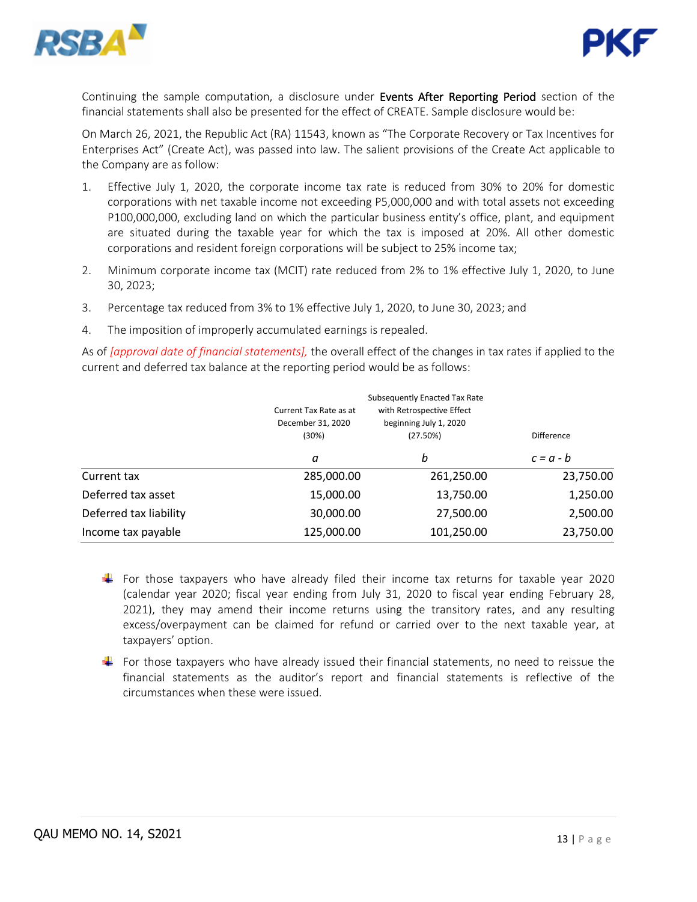Continuing the sample computation, a disclosure under **Events After Reporting Period** section of the financial statements shall also be presented for the effect of CREATE. Sample disclosure would be:

On March 26, 2021, the Republic Act (RA) 11543, known as "The Corporate Recovery or Tax Incentives for Enterprises Act" (Create Act), was passed into law. The salient provisions of the Create Act applicable to the Company are as follow:

1. Effective July 1, 2020, the corporate income tax rate is reduced from 30% to 20% for domestic corporations with net taxable income not exceeding P5,000,000 and with total assets not exceeding P100,000,000, excluding land on which the particular business entity's office, plant, and equipment are situated during the taxable year for which the tax is imposed at 20%. All other domestic corporations and resident foreign corporations will be subject to 25% income tax;
2. Minimum corporate income tax (MCIT) rate reduced from 2% to 1% effective July 1, 2020, to June 30, 2023;
3. Percentage tax reduced from 3% to 1% effective July 1, 2020, to June 30, 2023; and
4. The imposition of improperly accumulated earnings is repealed.

As of *[approval date of financial statements],* the overall effect of the changes in tax rates if applied to the current and deferred tax balance at the reporting period would be as follows:

| | Current Tax Rate as at December 31, 2020 (30%) | Subsequently Enacted Tax Rate with Retrospective Effect beginning July 1, 2020 (27.50%) | Difference |
|---|---|---|---|
| | *a* | *b* | *c = a - b* |
| Current tax | 285,000.00 | 261,250.00 | 23,750.00 |
| Deferred tax asset | 15,000.00 | 13,750.00 | 1,250.00 |
| Deferred tax liability | 30,000.00 | 27,500.00 | 2,500.00 |
| Income tax payable | 125,000.00 | 101,250.00 | 23,750.00 |

- For those taxpayers who have already filed their income tax returns for taxable year 2020 (calendar year 2020; fiscal year ending from July 31, 2020 to fiscal year ending February 28, 2021), they may amend their income returns using the transitory rates, and any resulting excess/overpayment can be claimed for refund or carried over to the next taxable year, at taxpayers' option.
- For those taxpayers who have already issued their financial statements, no need to reissue the financial statements as the auditor's report and financial statements is reflective of the circumstances when these were issued.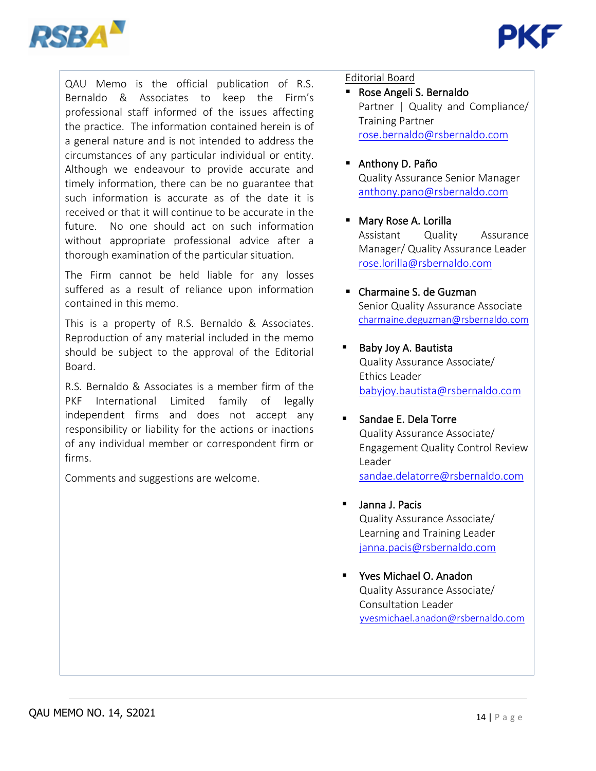QAU Memo is the official publication of R.S. Bernaldo & Associates to keep the Firm's professional staff informed of the issues affecting the practice. The information contained herein is of a general nature and is not intended to address the circumstances of any particular individual or entity. Although we endeavour to provide accurate and timely information, there can be no guarantee that such information is accurate as of the date it is received or that it will continue to be accurate in the future. No one should act on such information without appropriate professional advice after a thorough examination of the particular situation.

The Firm cannot be held liable for any losses suffered as a result of reliance upon information contained in this memo.

This is a property of R.S. Bernaldo & Associates. Reproduction of any material included in the memo should be subject to the approval of the Editorial Board.

R.S. Bernaldo & Associates is a member firm of the PKF International Limited family of legally independent firms and does not accept any responsibility or liability for the actions or inactions of any individual member or correspondent firm or firms.

Comments and suggestions are welcome.

Editorial Board

- **Rose Angeli S. Bernaldo**
  Partner | Quality and Compliance/ Training Partner
  rose.bernaldo@rsbernaldo.com

- **Anthony D. Paño**
  Quality Assurance Senior Manager
  anthony.pano@rsbernaldo.com

- **Mary Rose A. Lorilla**
  Assistant Quality Assurance Manager/ Quality Assurance Leader
  rose.lorilla@rsbernaldo.com

- **Charmaine S. de Guzman**
  Senior Quality Assurance Associate
  charmaine.deguzman@rsbernaldo.com

- **Baby Joy A. Bautista**
  Quality Assurance Associate/ Ethics Leader
  babyjoy.bautista@rsbernaldo.com

- **Sandae E. Dela Torre**
  Quality Assurance Associate/ Engagement Quality Control Review Leader
  sandae.delatorre@rsbernaldo.com

- **Janna J. Pacis**
  Quality Assurance Associate/ Learning and Training Leader
  janna.pacis@rsbernaldo.com

- **Yves Michael O. Anadon**
  Quality Assurance Associate/ Consultation Leader
  yvesmichael.anadon@rsbernaldo.com